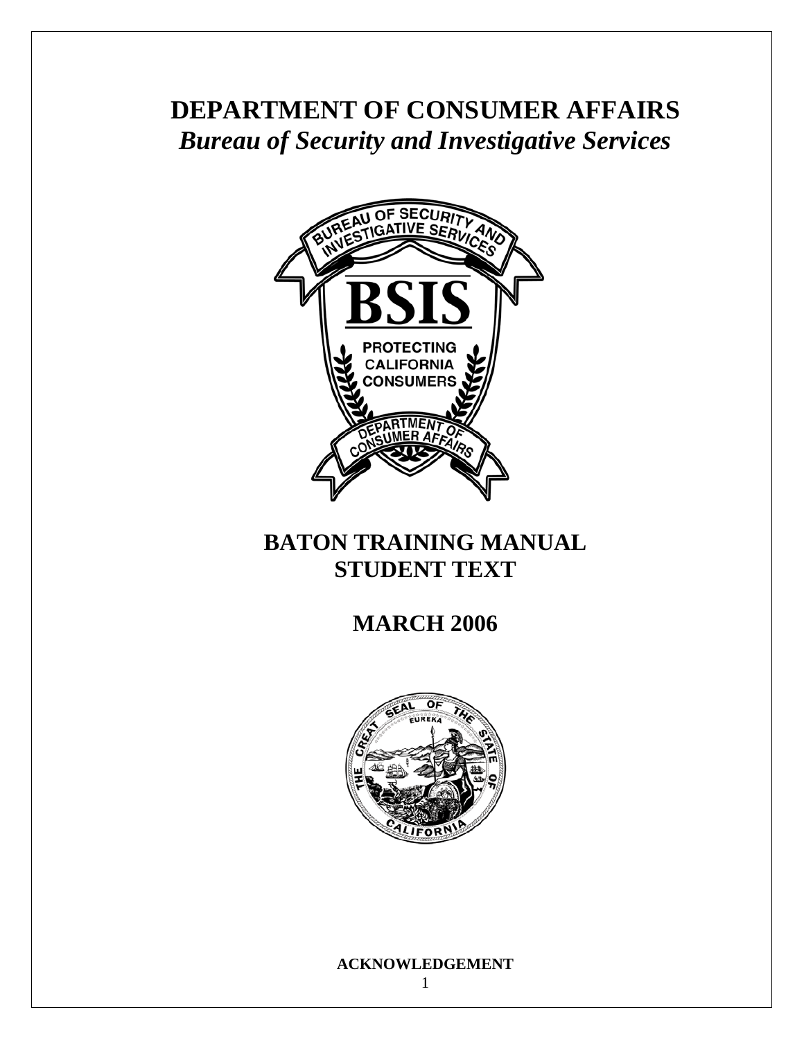# DEPARTMENT OF CONSUMER AFFAIRS

## *Bureau of Security and Investigative Services*

## BATON TRAINING MANUAL
## STUDENT TEXT

## MARCH 2006

**ACKNOWLEDGEMENT**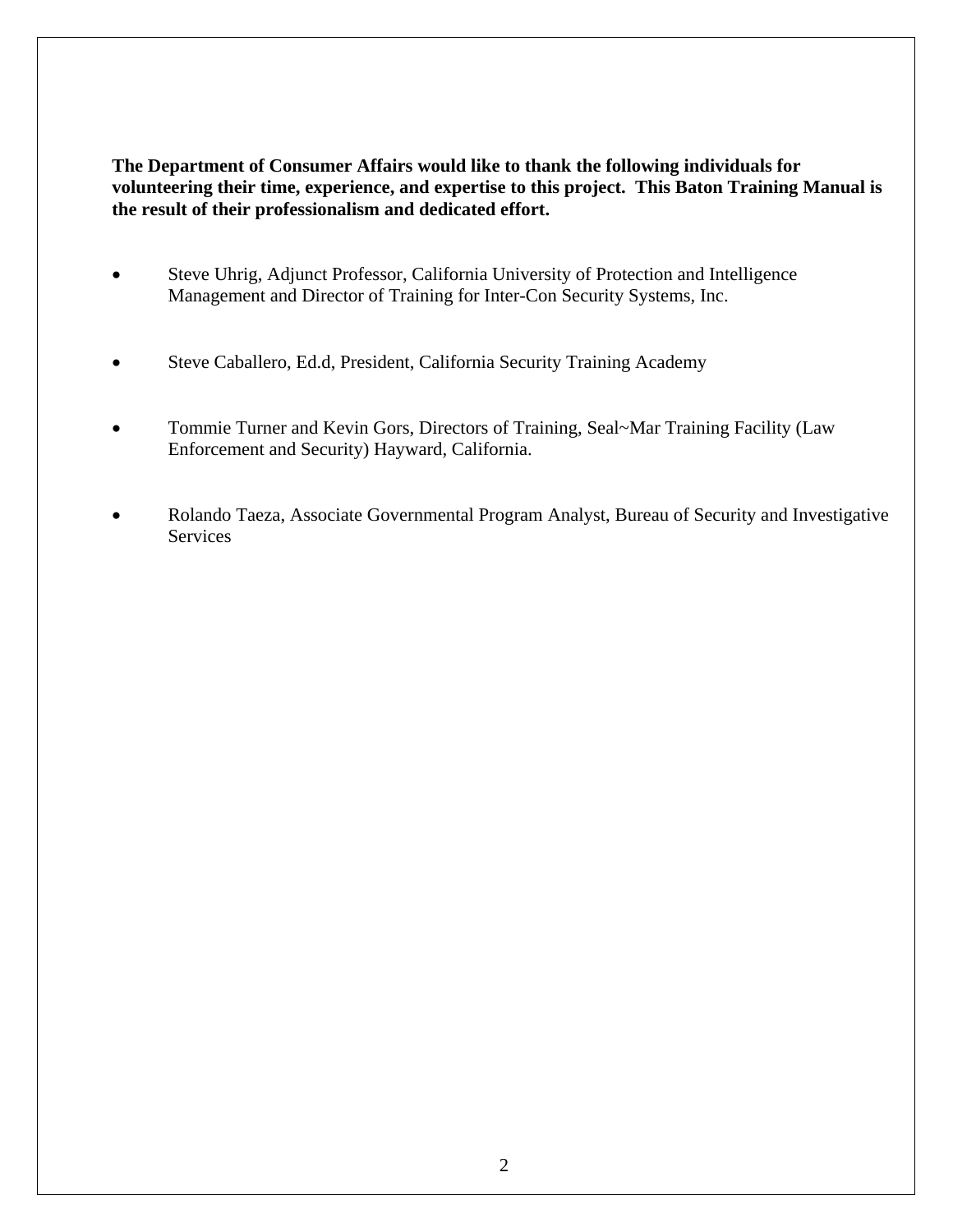**The Department of Consumer Affairs would like to thank the following individuals for volunteering their time, experience, and expertise to this project. This Baton Training Manual is the result of their professionalism and dedicated effort.**

- Steve Uhrig, Adjunct Professor, California University of Protection and Intelligence Management and Director of Training for Inter-Con Security Systems, Inc.

- Steve Caballero, Ed.d, President, California Security Training Academy

- Tommie Turner and Kevin Gors, Directors of Training, Seal~Mar Training Facility (Law Enforcement and Security) Hayward, California.

- Rolando Taeza, Associate Governmental Program Analyst, Bureau of Security and Investigative Services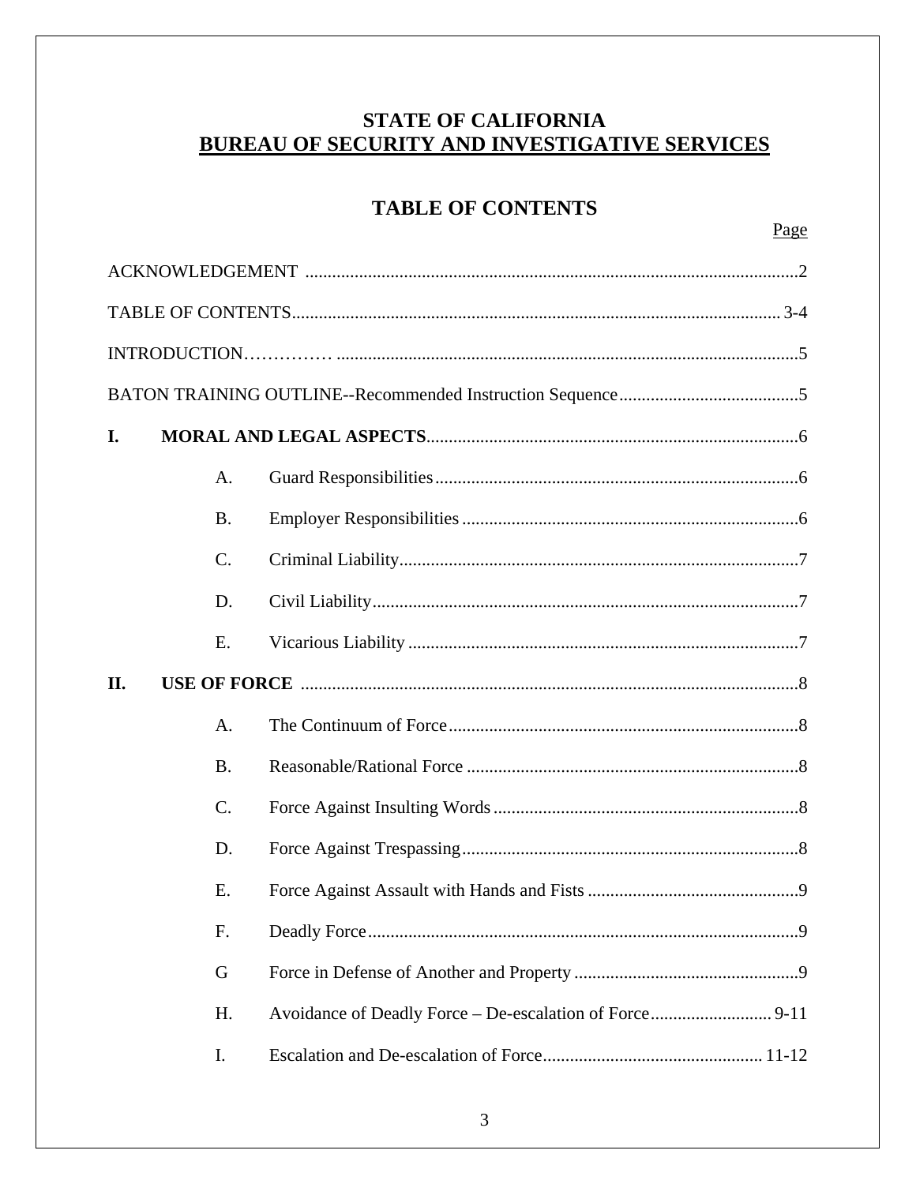# STATE OF CALIFORNIA
## BUREAU OF SECURITY AND INVESTIGATIVE SERVICES

## TABLE OF CONTENTS

| | | | Page |
|---|---|---|---|
| ACKNOWLEDGEMENT | | | 2 |
| TABLE OF CONTENTS | | | 3-4 |
| INTRODUCTION | | | 5 |
| BATON TRAINING OUTLINE--Recommended Instruction Sequence | | | 5 |
| **I.** | **MORAL AND LEGAL ASPECTS** | | 6 |
| | A. | Guard Responsibilities | 6 |
| | B. | Employer Responsibilities | 6 |
| | C. | Criminal Liability | 7 |
| | D. | Civil Liability | 7 |
| | E. | Vicarious Liability | 7 |
| **II.** | **USE OF FORCE** | | 8 |
| | A. | The Continuum of Force | 8 |
| | B. | Reasonable/Rational Force | 8 |
| | C. | Force Against Insulting Words | 8 |
| | D. | Force Against Trespassing | 8 |
| | E. | Force Against Assault with Hands and Fists | 9 |
| | F. | Deadly Force | 9 |
| | G | Force in Defense of Another and Property | 9 |
| | H. | Avoidance of Deadly Force – De-escalation of Force | 9-11 |
| | I. | Escalation and De-escalation of Force | 11-12 |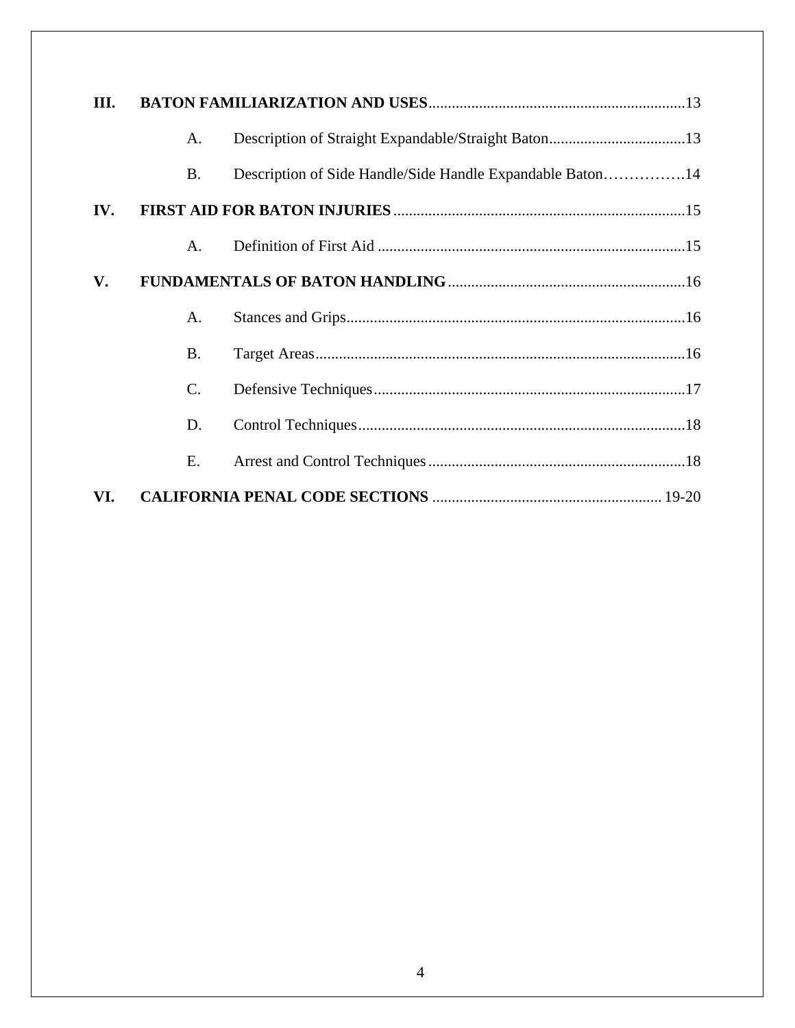**III. BATON FAMILIARIZATION AND USES** ........ 13

- A. Description of Straight Expandable/Straight Baton ........ 13
- B. Description of Side Handle/Side Handle Expandable Baton ........ 14

**IV. FIRST AID FOR BATON INJURIES** ........ 15

- A. Definition of First Aid ........ 15

**V. FUNDAMENTALS OF BATON HANDLING** ........ 16

- A. Stances and Grips ........ 16
- B. Target Areas ........ 16
- C. Defensive Techniques ........ 17
- D. Control Techniques ........ 18
- E. Arrest and Control Techniques ........ 18

**VI. CALIFORNIA PENAL CODE SECTIONS** ........ 19-20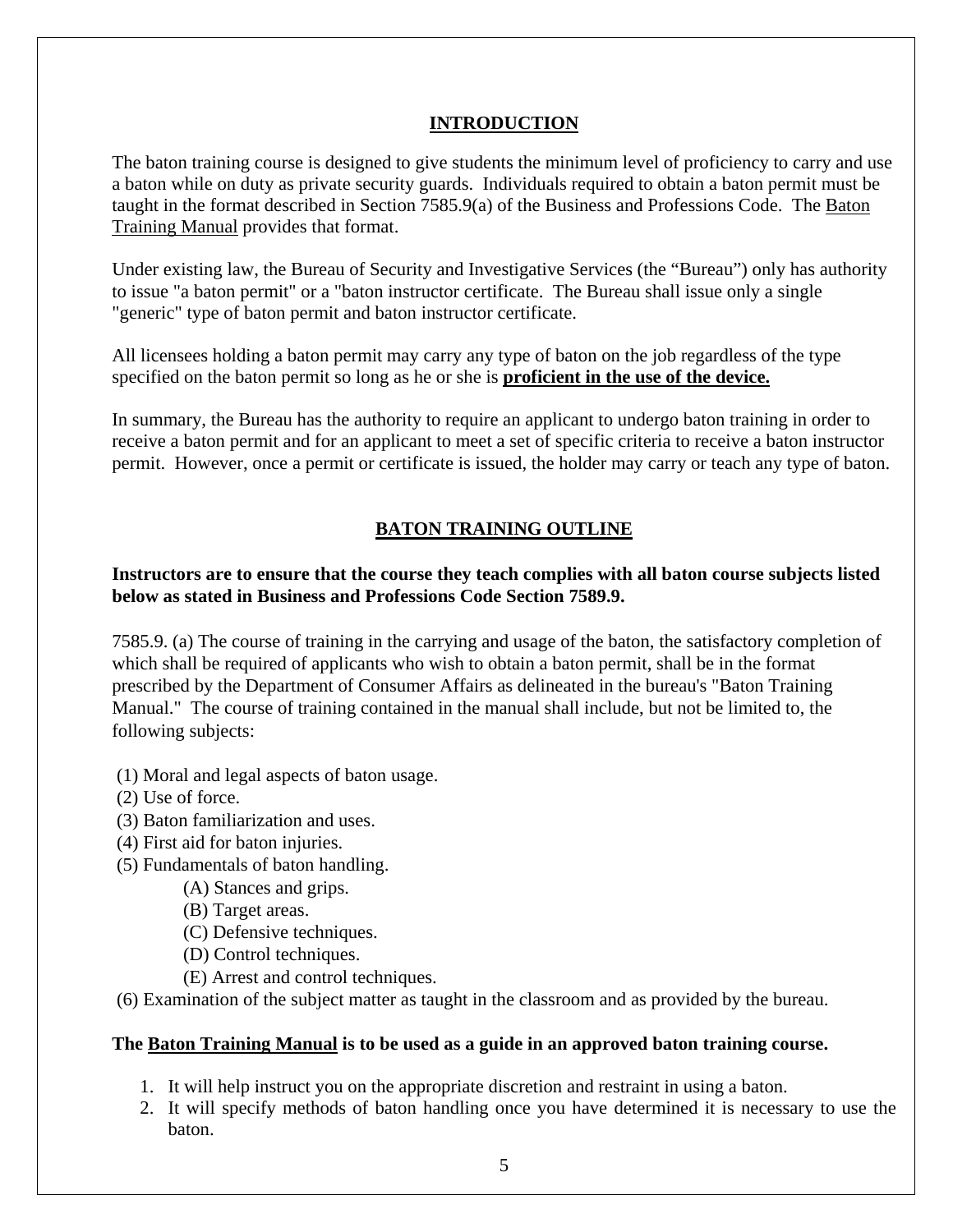## INTRODUCTION

The baton training course is designed to give students the minimum level of proficiency to carry and use a baton while on duty as private security guards. Individuals required to obtain a baton permit must be taught in the format described in Section 7585.9(a) of the Business and Professions Code. The Baton Training Manual provides that format.

Under existing law, the Bureau of Security and Investigative Services (the "Bureau") only has authority to issue "a baton permit" or a "baton instructor certificate. The Bureau shall issue only a single "generic" type of baton permit and baton instructor certificate.

All licensees holding a baton permit may carry any type of baton on the job regardless of the type specified on the baton permit so long as he or she is **proficient in the use of the device.**

In summary, the Bureau has the authority to require an applicant to undergo baton training in order to receive a baton permit and for an applicant to meet a set of specific criteria to receive a baton instructor permit. However, once a permit or certificate is issued, the holder may carry or teach any type of baton.

## BATON TRAINING OUTLINE

**Instructors are to ensure that the course they teach complies with all baton course subjects listed below as stated in Business and Professions Code Section 7589.9.**

7585.9. (a) The course of training in the carrying and usage of the baton, the satisfactory completion of which shall be required of applicants who wish to obtain a baton permit, shall be in the format prescribed by the Department of Consumer Affairs as delineated in the bureau's "Baton Training Manual." The course of training contained in the manual shall include, but not be limited to, the following subjects:

(1) Moral and legal aspects of baton usage.
(2) Use of force.
(3) Baton familiarization and uses.
(4) First aid for baton injuries.
(5) Fundamentals of baton handling.
  (A) Stances and grips.
  (B) Target areas.
  (C) Defensive techniques.
  (D) Control techniques.
  (E) Arrest and control techniques.
(6) Examination of the subject matter as taught in the classroom and as provided by the bureau.

**The Baton Training Manual is to be used as a guide in an approved baton training course.**

1. It will help instruct you on the appropriate discretion and restraint in using a baton.
2. It will specify methods of baton handling once you have determined it is necessary to use the baton.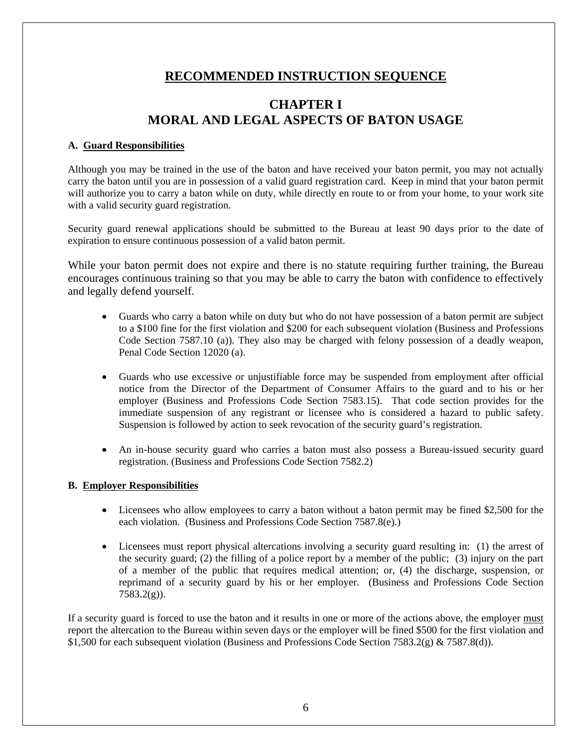# RECOMMENDED INSTRUCTION SEQUENCE

## CHAPTER I
## MORAL AND LEGAL ASPECTS OF BATON USAGE

### A. Guard Responsibilities

Although you may be trained in the use of the baton and have received your baton permit, you may not actually carry the baton until you are in possession of a valid guard registration card. Keep in mind that your baton permit will authorize you to carry a baton while on duty, while directly en route to or from your home, to your work site with a valid security guard registration.

Security guard renewal applications should be submitted to the Bureau at least 90 days prior to the date of expiration to ensure continuous possession of a valid baton permit.

While your baton permit does not expire and there is no statute requiring further training, the Bureau encourages continuous training so that you may be able to carry the baton with confidence to effectively and legally defend yourself.

- Guards who carry a baton while on duty but who do not have possession of a baton permit are subject to a $100 fine for the first violation and $200 for each subsequent violation (Business and Professions Code Section 7587.10 (a)). They also may be charged with felony possession of a deadly weapon, Penal Code Section 12020 (a).

- Guards who use excessive or unjustifiable force may be suspended from employment after official notice from the Director of the Department of Consumer Affairs to the guard and to his or her employer (Business and Professions Code Section 7583.15). That code section provides for the immediate suspension of any registrant or licensee who is considered a hazard to public safety. Suspension is followed by action to seek revocation of the security guard's registration.

- An in-house security guard who carries a baton must also possess a Bureau-issued security guard registration. (Business and Professions Code Section 7582.2)

### B. Employer Responsibilities

- Licensees who allow employees to carry a baton without a baton permit may be fined $2,500 for the each violation. (Business and Professions Code Section 7587.8(e).)

- Licensees must report physical altercations involving a security guard resulting in: (1) the arrest of the security guard; (2) the filling of a police report by a member of the public; (3) injury on the part of a member of the public that requires medical attention; or, (4) the discharge, suspension, or reprimand of a security guard by his or her employer. (Business and Professions Code Section 7583.2(g)).

If a security guard is forced to use the baton and it results in one or more of the actions above, the employer <u>must</u> report the altercation to the Bureau within seven days or the employer will be fined $500 for the first violation and $1,500 for each subsequent violation (Business and Professions Code Section 7583.2(g) & 7587.8(d)).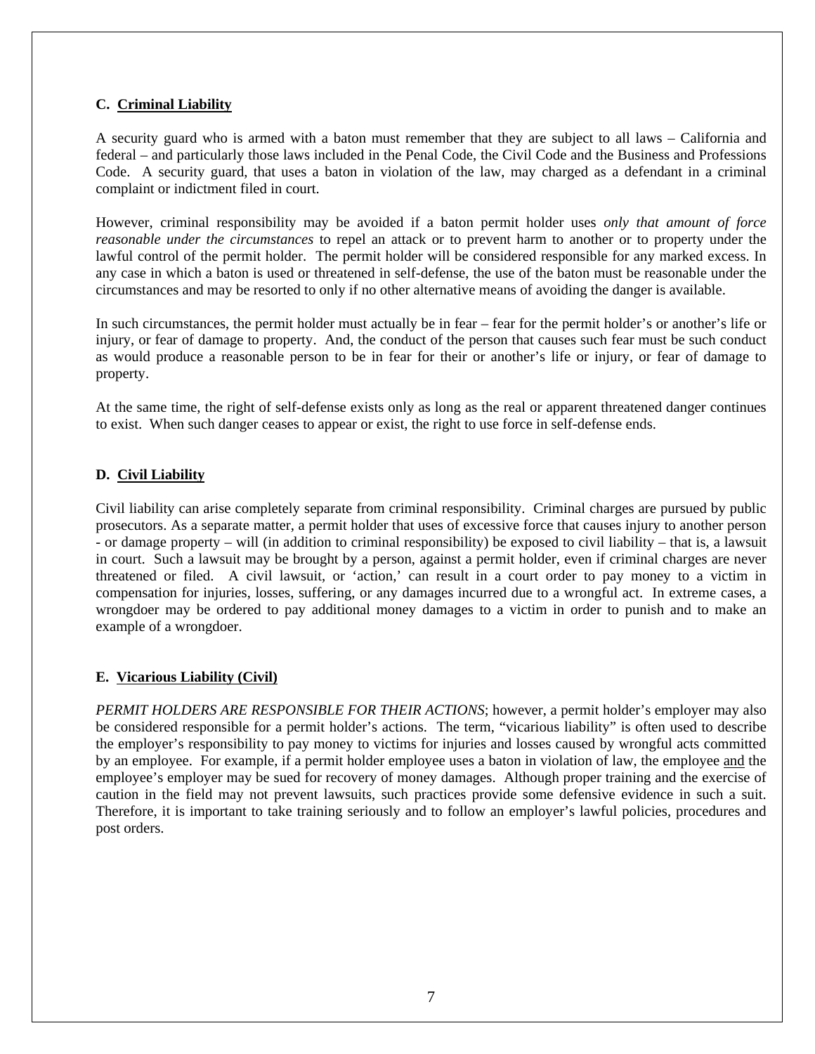### C. Criminal Liability

A security guard who is armed with a baton must remember that they are subject to all laws – California and federal – and particularly those laws included in the Penal Code, the Civil Code and the Business and Professions Code. A security guard, that uses a baton in violation of the law, may charged as a defendant in a criminal complaint or indictment filed in court.

However, criminal responsibility may be avoided if a baton permit holder uses *only that amount of force reasonable under the circumstances* to repel an attack or to prevent harm to another or to property under the lawful control of the permit holder. The permit holder will be considered responsible for any marked excess. In any case in which a baton is used or threatened in self-defense, the use of the baton must be reasonable under the circumstances and may be resorted to only if no other alternative means of avoiding the danger is available.

In such circumstances, the permit holder must actually be in fear – fear for the permit holder's or another's life or injury, or fear of damage to property. And, the conduct of the person that causes such fear must be such conduct as would produce a reasonable person to be in fear for their or another's life or injury, or fear of damage to property.

At the same time, the right of self-defense exists only as long as the real or apparent threatened danger continues to exist. When such danger ceases to appear or exist, the right to use force in self-defense ends.

### D. Civil Liability

Civil liability can arise completely separate from criminal responsibility. Criminal charges are pursued by public prosecutors. As a separate matter, a permit holder that uses of excessive force that causes injury to another person - or damage property – will (in addition to criminal responsibility) be exposed to civil liability – that is, a lawsuit in court. Such a lawsuit may be brought by a person, against a permit holder, even if criminal charges are never threatened or filed. A civil lawsuit, or 'action,' can result in a court order to pay money to a victim in compensation for injuries, losses, suffering, or any damages incurred due to a wrongful act. In extreme cases, a wrongdoer may be ordered to pay additional money damages to a victim in order to punish and to make an example of a wrongdoer.

### E. Vicarious Liability (Civil)

*PERMIT HOLDERS ARE RESPONSIBLE FOR THEIR ACTIONS*; however, a permit holder's employer may also be considered responsible for a permit holder's actions. The term, "vicarious liability" is often used to describe the employer's responsibility to pay money to victims for injuries and losses caused by wrongful acts committed by an employee. For example, if a permit holder employee uses a baton in violation of law, the employee and the employee's employer may be sued for recovery of money damages. Although proper training and the exercise of caution in the field may not prevent lawsuits, such practices provide some defensive evidence in such a suit. Therefore, it is important to take training seriously and to follow an employer's lawful policies, procedures and post orders.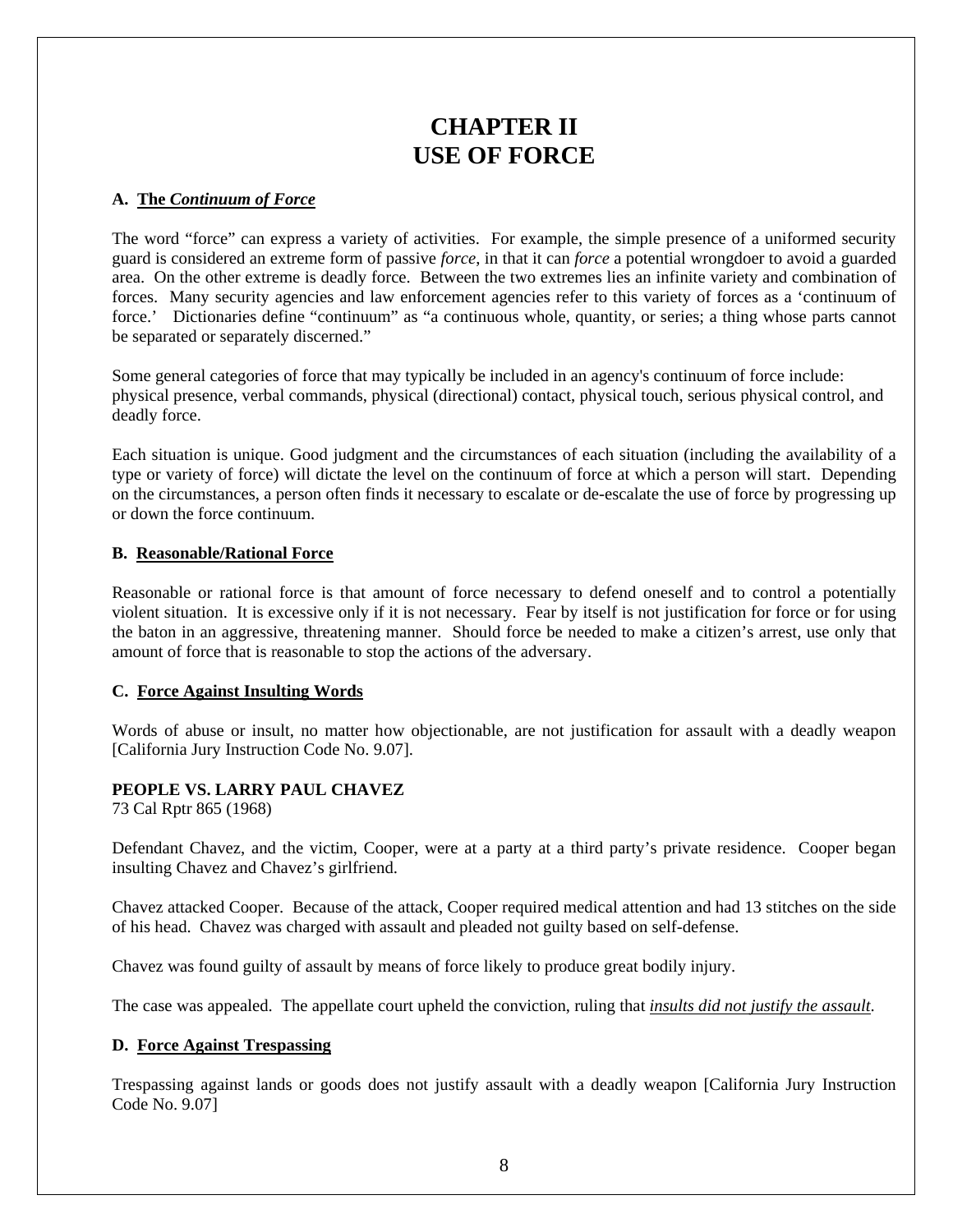# CHAPTER II
# USE OF FORCE

### A. The *Continuum of Force*

The word "force" can express a variety of activities. For example, the simple presence of a uniformed security guard is considered an extreme form of passive *force*, in that it can *force* a potential wrongdoer to avoid a guarded area. On the other extreme is deadly force. Between the two extremes lies an infinite variety and combination of forces. Many security agencies and law enforcement agencies refer to this variety of forces as a 'continuum of force.' Dictionaries define "continuum" as "a continuous whole, quantity, or series; a thing whose parts cannot be separated or separately discerned."

Some general categories of force that may typically be included in an agency's continuum of force include: physical presence, verbal commands, physical (directional) contact, physical touch, serious physical control, and deadly force.

Each situation is unique. Good judgment and the circumstances of each situation (including the availability of a type or variety of force) will dictate the level on the continuum of force at which a person will start. Depending on the circumstances, a person often finds it necessary to escalate or de-escalate the use of force by progressing up or down the force continuum.

### B. Reasonable/Rational Force

Reasonable or rational force is that amount of force necessary to defend oneself and to control a potentially violent situation. It is excessive only if it is not necessary. Fear by itself is not justification for force or for using the baton in an aggressive, threatening manner. Should force be needed to make a citizen's arrest, use only that amount of force that is reasonable to stop the actions of the adversary.

### C. Force Against Insulting Words

Words of abuse or insult, no matter how objectionable, are not justification for assault with a deadly weapon [California Jury Instruction Code No. 9.07].

**PEOPLE VS. LARRY PAUL CHAVEZ**
73 Cal Rptr 865 (1968)

Defendant Chavez, and the victim, Cooper, were at a party at a third party's private residence. Cooper began insulting Chavez and Chavez's girlfriend.

Chavez attacked Cooper. Because of the attack, Cooper required medical attention and had 13 stitches on the side of his head. Chavez was charged with assault and pleaded not guilty based on self-defense.

Chavez was found guilty of assault by means of force likely to produce great bodily injury.

The case was appealed. The appellate court upheld the conviction, ruling that ***insults did not justify the assault***.

### D. Force Against Trespassing

Trespassing against lands or goods does not justify assault with a deadly weapon [California Jury Instruction Code No. 9.07]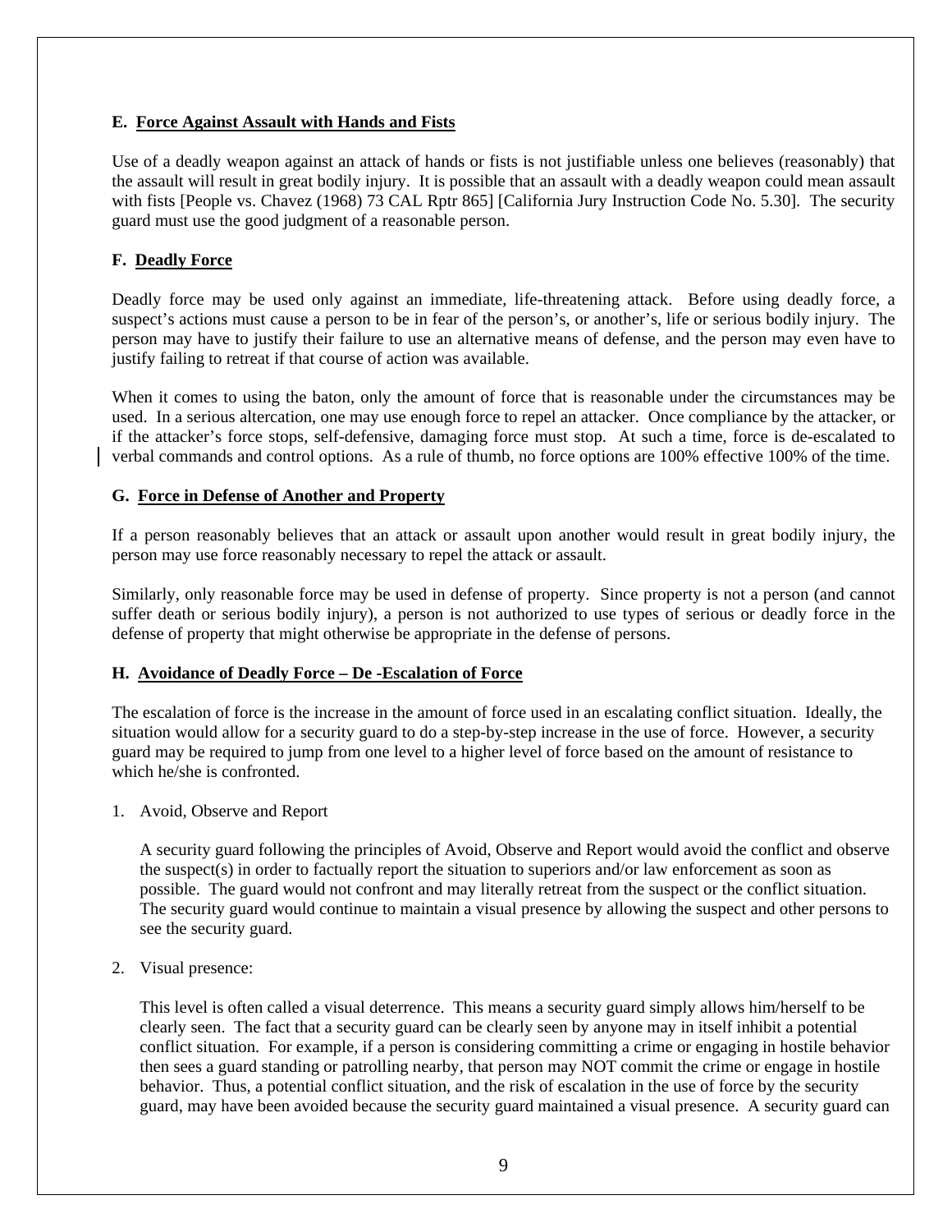**E. Force Against Assault with Hands and Fists**

Use of a deadly weapon against an attack of hands or fists is not justifiable unless one believes (reasonably) that the assault will result in great bodily injury. It is possible that an assault with a deadly weapon could mean assault with fists [People vs. Chavez (1968) 73 CAL Rptr 865] [California Jury Instruction Code No. 5.30]. The security guard must use the good judgment of a reasonable person.

**F. Deadly Force**

Deadly force may be used only against an immediate, life-threatening attack. Before using deadly force, a suspect's actions must cause a person to be in fear of the person's, or another's, life or serious bodily injury. The person may have to justify their failure to use an alternative means of defense, and the person may even have to justify failing to retreat if that course of action was available.

When it comes to using the baton, only the amount of force that is reasonable under the circumstances may be used. In a serious altercation, one may use enough force to repel an attacker. Once compliance by the attacker, or if the attacker's force stops, self-defensive, damaging force must stop. At such a time, force is de-escalated to verbal commands and control options. As a rule of thumb, no force options are 100% effective 100% of the time.

**G. Force in Defense of Another and Property**

If a person reasonably believes that an attack or assault upon another would result in great bodily injury, the person may use force reasonably necessary to repel the attack or assault.

Similarly, only reasonable force may be used in defense of property. Since property is not a person (and cannot suffer death or serious bodily injury), a person is not authorized to use types of serious or deadly force in the defense of property that might otherwise be appropriate in the defense of persons.

**H. Avoidance of Deadly Force – De -Escalation of Force**

The escalation of force is the increase in the amount of force used in an escalating conflict situation. Ideally, the situation would allow for a security guard to do a step-by-step increase in the use of force. However, a security guard may be required to jump from one level to a higher level of force based on the amount of resistance to which he/she is confronted.

1. Avoid, Observe and Report

   A security guard following the principles of Avoid, Observe and Report would avoid the conflict and observe the suspect(s) in order to factually report the situation to superiors and/or law enforcement as soon as possible. The guard would not confront and may literally retreat from the suspect or the conflict situation. The security guard would continue to maintain a visual presence by allowing the suspect and other persons to see the security guard.

2. Visual presence:

   This level is often called a visual deterrence. This means a security guard simply allows him/herself to be clearly seen. The fact that a security guard can be clearly seen by anyone may in itself inhibit a potential conflict situation. For example, if a person is considering committing a crime or engaging in hostile behavior then sees a guard standing or patrolling nearby, that person may NOT commit the crime or engage in hostile behavior. Thus, a potential conflict situation, and the risk of escalation in the use of force by the security guard, may have been avoided because the security guard maintained a visual presence. A security guard can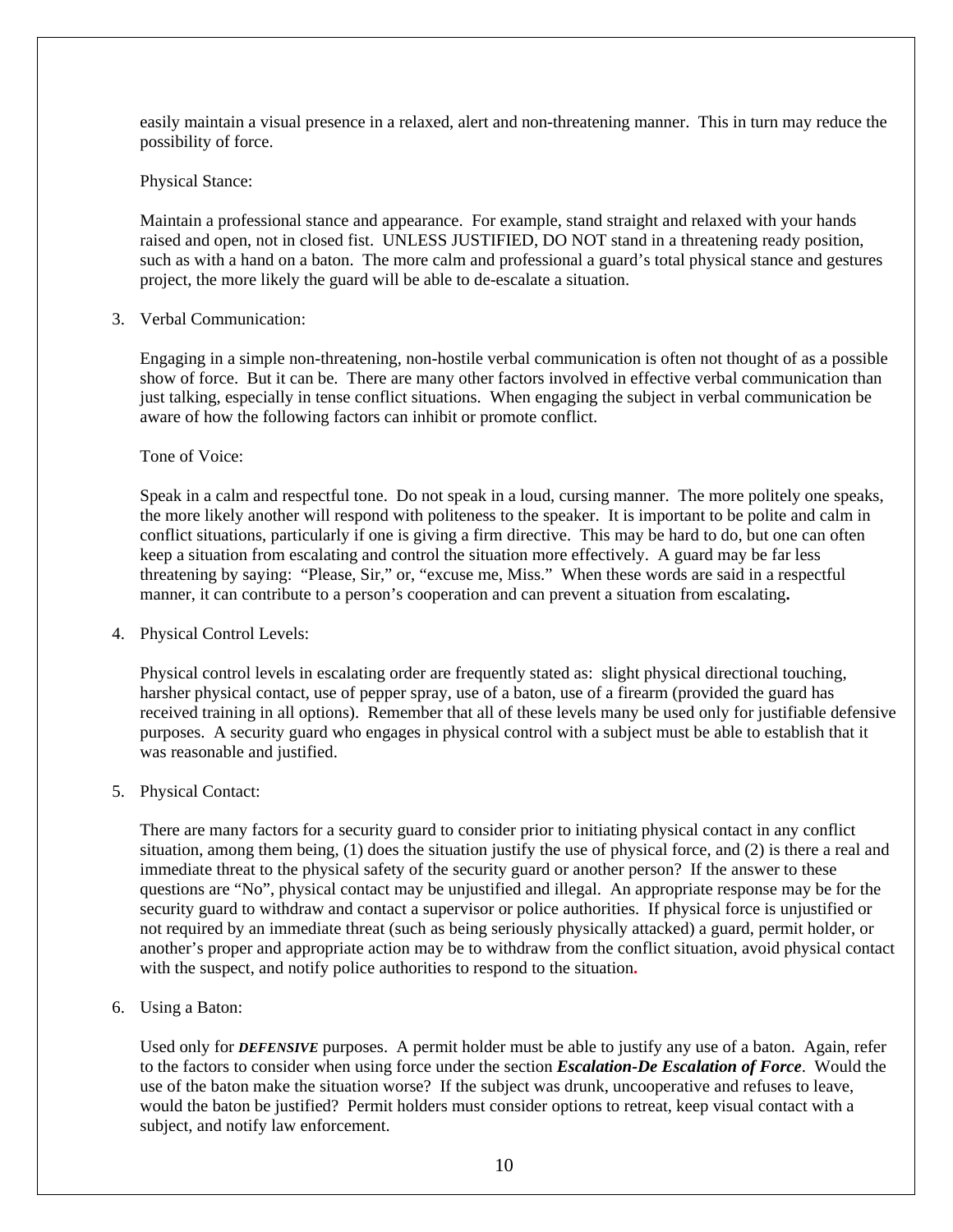easily maintain a visual presence in a relaxed, alert and non-threatening manner. This in turn may reduce the possibility of force.

Physical Stance:

Maintain a professional stance and appearance. For example, stand straight and relaxed with your hands raised and open, not in closed fist. UNLESS JUSTIFIED, DO NOT stand in a threatening ready position, such as with a hand on a baton. The more calm and professional a guard's total physical stance and gestures project, the more likely the guard will be able to de-escalate a situation.

3. Verbal Communication:

   Engaging in a simple non-threatening, non-hostile verbal communication is often not thought of as a possible show of force. But it can be. There are many other factors involved in effective verbal communication than just talking, especially in tense conflict situations. When engaging the subject in verbal communication be aware of how the following factors can inhibit or promote conflict.

   Tone of Voice:

   Speak in a calm and respectful tone. Do not speak in a loud, cursing manner. The more politely one speaks, the more likely another will respond with politeness to the speaker. It is important to be polite and calm in conflict situations, particularly if one is giving a firm directive. This may be hard to do, but one can often keep a situation from escalating and control the situation more effectively. A guard may be far less threatening by saying: "Please, Sir," or, "excuse me, Miss." When these words are said in a respectful manner, it can contribute to a person's cooperation and can prevent a situation from escalating**.**

4. Physical Control Levels:

   Physical control levels in escalating order are frequently stated as: slight physical directional touching, harsher physical contact, use of pepper spray, use of a baton, use of a firearm (provided the guard has received training in all options). Remember that all of these levels many be used only for justifiable defensive purposes. A security guard who engages in physical control with a subject must be able to establish that it was reasonable and justified.

5. Physical Contact:

   There are many factors for a security guard to consider prior to initiating physical contact in any conflict situation, among them being, (1) does the situation justify the use of physical force, and (2) is there a real and immediate threat to the physical safety of the security guard or another person? If the answer to these questions are "No", physical contact may be unjustified and illegal. An appropriate response may be for the security guard to withdraw and contact a supervisor or police authorities. If physical force is unjustified or not required by an immediate threat (such as being seriously physically attacked) a guard, permit holder, or another's proper and appropriate action may be to withdraw from the conflict situation, avoid physical contact with the suspect, and notify police authorities to respond to the situation**.**

6. Using a Baton:

   Used only for ***DEFENSIVE*** purposes. A permit holder must be able to justify any use of a baton. Again, refer to the factors to consider when using force under the section ***Escalation-De Escalation of Force***. Would the use of the baton make the situation worse? If the subject was drunk, uncooperative and refuses to leave, would the baton be justified? Permit holders must consider options to retreat, keep visual contact with a subject, and notify law enforcement.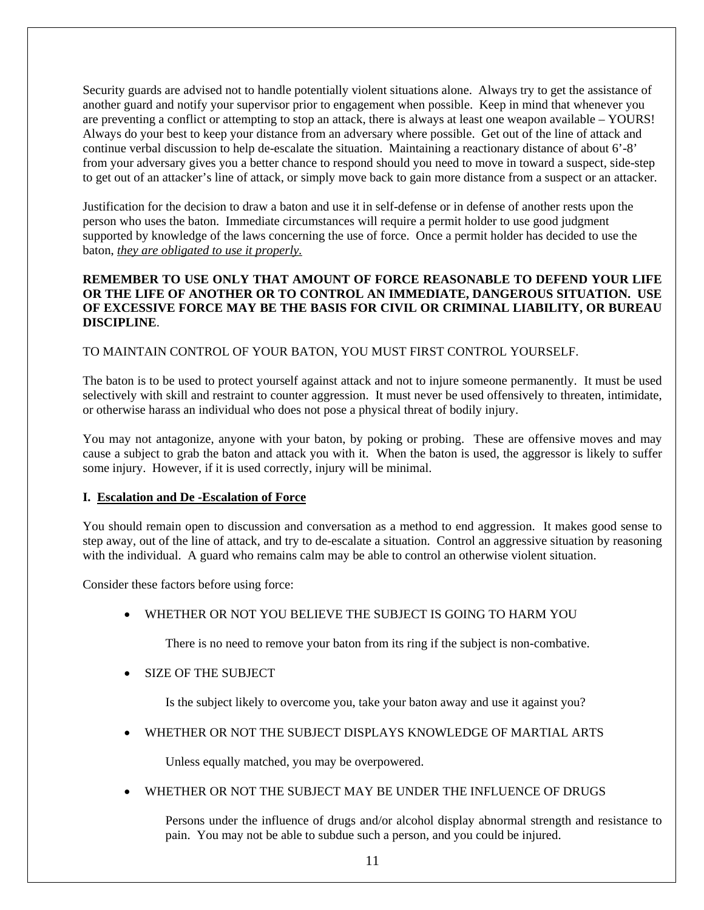Security guards are advised not to handle potentially violent situations alone. Always try to get the assistance of another guard and notify your supervisor prior to engagement when possible. Keep in mind that whenever you are preventing a conflict or attempting to stop an attack, there is always at least one weapon available – YOURS! Always do your best to keep your distance from an adversary where possible. Get out of the line of attack and continue verbal discussion to help de-escalate the situation. Maintaining a reactionary distance of about 6'-8' from your adversary gives you a better chance to respond should you need to move in toward a suspect, side-step to get out of an attacker's line of attack, or simply move back to gain more distance from a suspect or an attacker.

Justification for the decision to draw a baton and use it in self-defense or in defense of another rests upon the person who uses the baton. Immediate circumstances will require a permit holder to use good judgment supported by knowledge of the laws concerning the use of force. Once a permit holder has decided to use the baton, *they are obligated to use it properly.*

**REMEMBER TO USE ONLY THAT AMOUNT OF FORCE REASONABLE TO DEFEND YOUR LIFE OR THE LIFE OF ANOTHER OR TO CONTROL AN IMMEDIATE, DANGEROUS SITUATION. USE OF EXCESSIVE FORCE MAY BE THE BASIS FOR CIVIL OR CRIMINAL LIABILITY, OR BUREAU DISCIPLINE**.

TO MAINTAIN CONTROL OF YOUR BATON, YOU MUST FIRST CONTROL YOURSELF.

The baton is to be used to protect yourself against attack and not to injure someone permanently. It must be used selectively with skill and restraint to counter aggression. It must never be used offensively to threaten, intimidate, or otherwise harass an individual who does not pose a physical threat of bodily injury.

You may not antagonize, anyone with your baton, by poking or probing. These are offensive moves and may cause a subject to grab the baton and attack you with it. When the baton is used, the aggressor is likely to suffer some injury. However, if it is used correctly, injury will be minimal.

## I. Escalation and De -Escalation of Force

You should remain open to discussion and conversation as a method to end aggression. It makes good sense to step away, out of the line of attack, and try to de-escalate a situation. Control an aggressive situation by reasoning with the individual. A guard who remains calm may be able to control an otherwise violent situation.

Consider these factors before using force:

- WHETHER OR NOT YOU BELIEVE THE SUBJECT IS GOING TO HARM YOU

  There is no need to remove your baton from its ring if the subject is non-combative.

- SIZE OF THE SUBJECT

  Is the subject likely to overcome you, take your baton away and use it against you?

- WHETHER OR NOT THE SUBJECT DISPLAYS KNOWLEDGE OF MARTIAL ARTS

  Unless equally matched, you may be overpowered.

- WHETHER OR NOT THE SUBJECT MAY BE UNDER THE INFLUENCE OF DRUGS

  Persons under the influence of drugs and/or alcohol display abnormal strength and resistance to pain. You may not be able to subdue such a person, and you could be injured.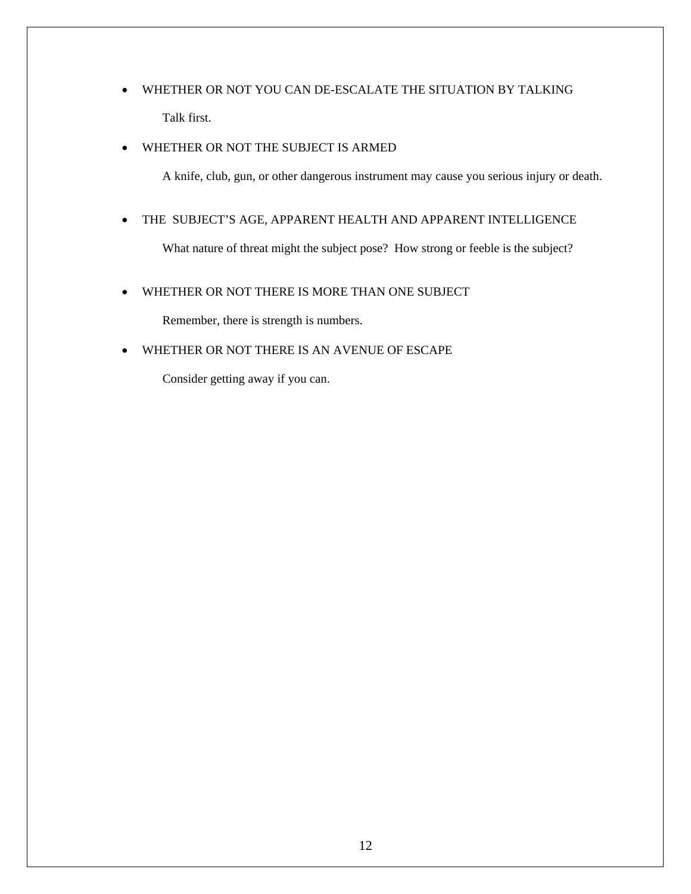- WHETHER OR NOT YOU CAN DE-ESCALATE THE SITUATION BY TALKING

  Talk first.

- WHETHER OR NOT THE SUBJECT IS ARMED

  A knife, club, gun, or other dangerous instrument may cause you serious injury or death.

- THE SUBJECT'S AGE, APPARENT HEALTH AND APPARENT INTELLIGENCE

  What nature of threat might the subject pose? How strong or feeble is the subject?

- WHETHER OR NOT THERE IS MORE THAN ONE SUBJECT

  Remember, there is strength is numbers.

- WHETHER OR NOT THERE IS AN AVENUE OF ESCAPE

  Consider getting away if you can.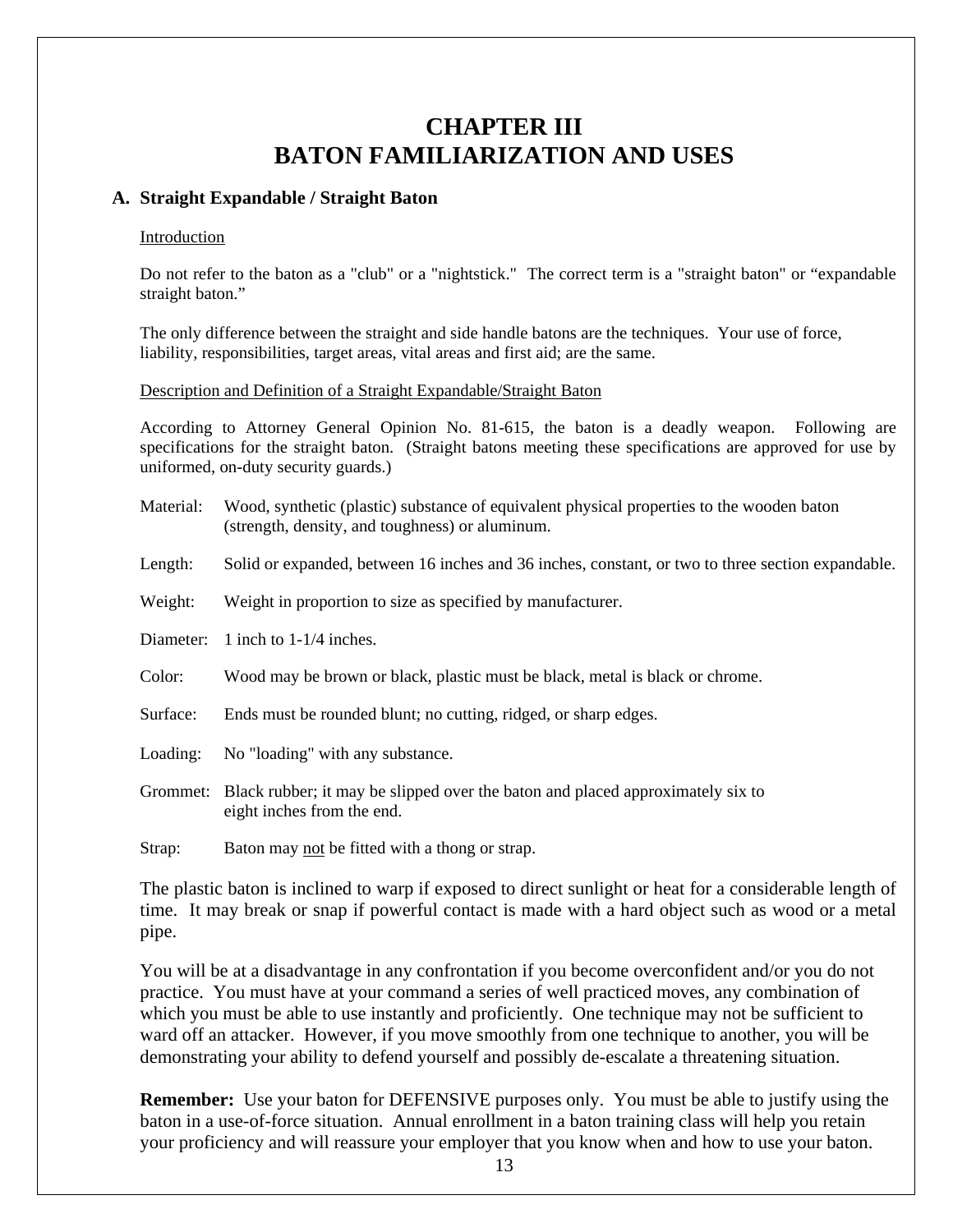# CHAPTER III
# BATON FAMILIARIZATION AND USES

## A. Straight Expandable / Straight Baton

Introduction

Do not refer to the baton as a "club" or a "nightstick." The correct term is a "straight baton" or “expandable straight baton.”

The only difference between the straight and side handle batons are the techniques. Your use of force, liability, responsibilities, target areas, vital areas and first aid; are the same.

Description and Definition of a Straight Expandable/Straight Baton

According to Attorney General Opinion No. 81-615, the baton is a deadly weapon. Following are specifications for the straight baton. (Straight batons meeting these specifications are approved for use by uniformed, on-duty security guards.)

Material: Wood, synthetic (plastic) substance of equivalent physical properties to the wooden baton (strength, density, and toughness) or aluminum.

Length: Solid or expanded, between 16 inches and 36 inches, constant, or two to three section expandable.

Weight: Weight in proportion to size as specified by manufacturer.

Diameter: 1 inch to 1-1/4 inches.

Color: Wood may be brown or black, plastic must be black, metal is black or chrome.

Surface: Ends must be rounded blunt; no cutting, ridged, or sharp edges.

Loading: No "loading" with any substance.

Grommet: Black rubber; it may be slipped over the baton and placed approximately six to eight inches from the end.

Strap: Baton may not be fitted with a thong or strap.

The plastic baton is inclined to warp if exposed to direct sunlight or heat for a considerable length of time. It may break or snap if powerful contact is made with a hard object such as wood or a metal pipe.

You will be at a disadvantage in any confrontation if you become overconfident and/or you do not practice. You must have at your command a series of well practiced moves, any combination of which you must be able to use instantly and proficiently. One technique may not be sufficient to ward off an attacker. However, if you move smoothly from one technique to another, you will be demonstrating your ability to defend yourself and possibly de-escalate a threatening situation.

**Remember:** Use your baton for DEFENSIVE purposes only. You must be able to justify using the baton in a use-of-force situation. Annual enrollment in a baton training class will help you retain your proficiency and will reassure your employer that you know when and how to use your baton.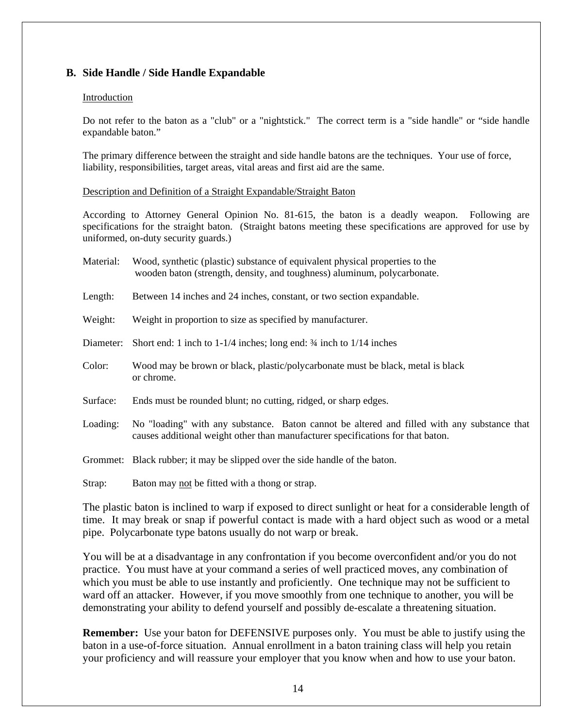## B. Side Handle / Side Handle Expandable

<u>Introduction</u>

Do not refer to the baton as a "club" or a "nightstick." The correct term is a "side handle" or "side handle expandable baton."

The primary difference between the straight and side handle batons are the techniques. Your use of force, liability, responsibilities, target areas, vital areas and first aid are the same.

<u>Description and Definition of a Straight Expandable/Straight Baton</u>

According to Attorney General Opinion No. 81-615, the baton is a deadly weapon. Following are specifications for the straight baton. (Straight batons meeting these specifications are approved for use by uniformed, on-duty security guards.)

| | |
|---|---|
| Material: | Wood, synthetic (plastic) substance of equivalent physical properties to the wooden baton (strength, density, and toughness) aluminum, polycarbonate. |
| Length: | Between 14 inches and 24 inches, constant, or two section expandable. |
| Weight: | Weight in proportion to size as specified by manufacturer. |
| Diameter: | Short end: 1 inch to 1-1/4 inches; long end: ¾ inch to 1/14 inches |
| Color: | Wood may be brown or black, plastic/polycarbonate must be black, metal is black or chrome. |
| Surface: | Ends must be rounded blunt; no cutting, ridged, or sharp edges. |
| Loading: | No "loading" with any substance. Baton cannot be altered and filled with any substance that causes additional weight other than manufacturer specifications for that baton. |
| Grommet: | Black rubber; it may be slipped over the side handle of the baton. |
| Strap: | Baton may <u>not</u> be fitted with a thong or strap. |

The plastic baton is inclined to warp if exposed to direct sunlight or heat for a considerable length of time. It may break or snap if powerful contact is made with a hard object such as wood or a metal pipe. Polycarbonate type batons usually do not warp or break.

You will be at a disadvantage in any confrontation if you become overconfident and/or you do not practice. You must have at your command a series of well practiced moves, any combination of which you must be able to use instantly and proficiently. One technique may not be sufficient to ward off an attacker. However, if you move smoothly from one technique to another, you will be demonstrating your ability to defend yourself and possibly de-escalate a threatening situation.

**Remember:** Use your baton for DEFENSIVE purposes only. You must be able to justify using the baton in a use-of-force situation. Annual enrollment in a baton training class will help you retain your proficiency and will reassure your employer that you know when and how to use your baton.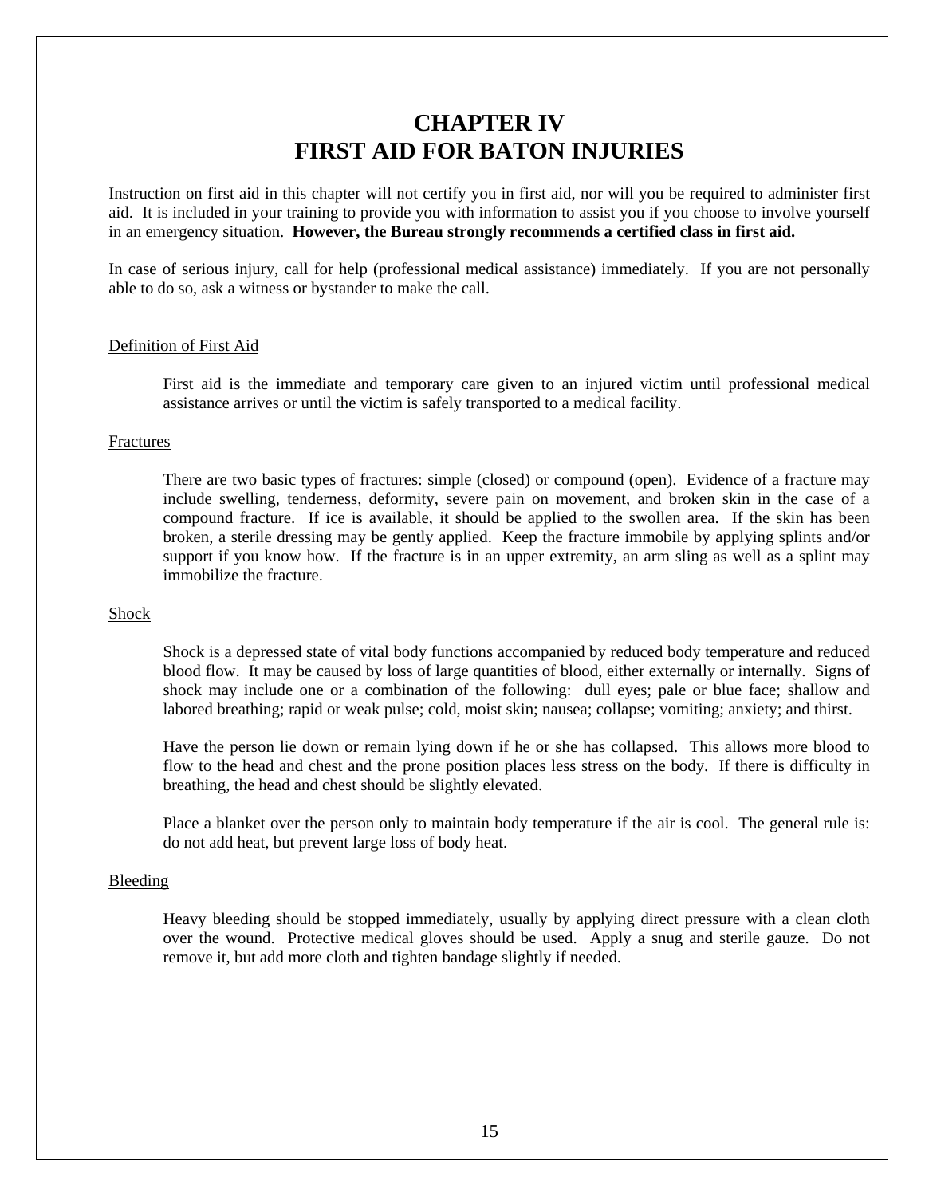# CHAPTER IV
# FIRST AID FOR BATON INJURIES

Instruction on first aid in this chapter will not certify you in first aid, nor will you be required to administer first aid. It is included in your training to provide you with information to assist you if you choose to involve yourself in an emergency situation. **However, the Bureau strongly recommends a certified class in first aid.**

In case of serious injury, call for help (professional medical assistance) <u>immediately</u>. If you are not personally able to do so, ask a witness or bystander to make the call.

<u>Definition of First Aid</u>

First aid is the immediate and temporary care given to an injured victim until professional medical assistance arrives or until the victim is safely transported to a medical facility.

<u>Fractures</u>

There are two basic types of fractures: simple (closed) or compound (open). Evidence of a fracture may include swelling, tenderness, deformity, severe pain on movement, and broken skin in the case of a compound fracture. If ice is available, it should be applied to the swollen area. If the skin has been broken, a sterile dressing may be gently applied. Keep the fracture immobile by applying splints and/or support if you know how. If the fracture is in an upper extremity, an arm sling as well as a splint may immobilize the fracture.

<u>Shock</u>

Shock is a depressed state of vital body functions accompanied by reduced body temperature and reduced blood flow. It may be caused by loss of large quantities of blood, either externally or internally. Signs of shock may include one or a combination of the following: dull eyes; pale or blue face; shallow and labored breathing; rapid or weak pulse; cold, moist skin; nausea; collapse; vomiting; anxiety; and thirst.

Have the person lie down or remain lying down if he or she has collapsed. This allows more blood to flow to the head and chest and the prone position places less stress on the body. If there is difficulty in breathing, the head and chest should be slightly elevated.

Place a blanket over the person only to maintain body temperature if the air is cool. The general rule is: do not add heat, but prevent large loss of body heat.

<u>Bleeding</u>

Heavy bleeding should be stopped immediately, usually by applying direct pressure with a clean cloth over the wound. Protective medical gloves should be used. Apply a snug and sterile gauze. Do not remove it, but add more cloth and tighten bandage slightly if needed.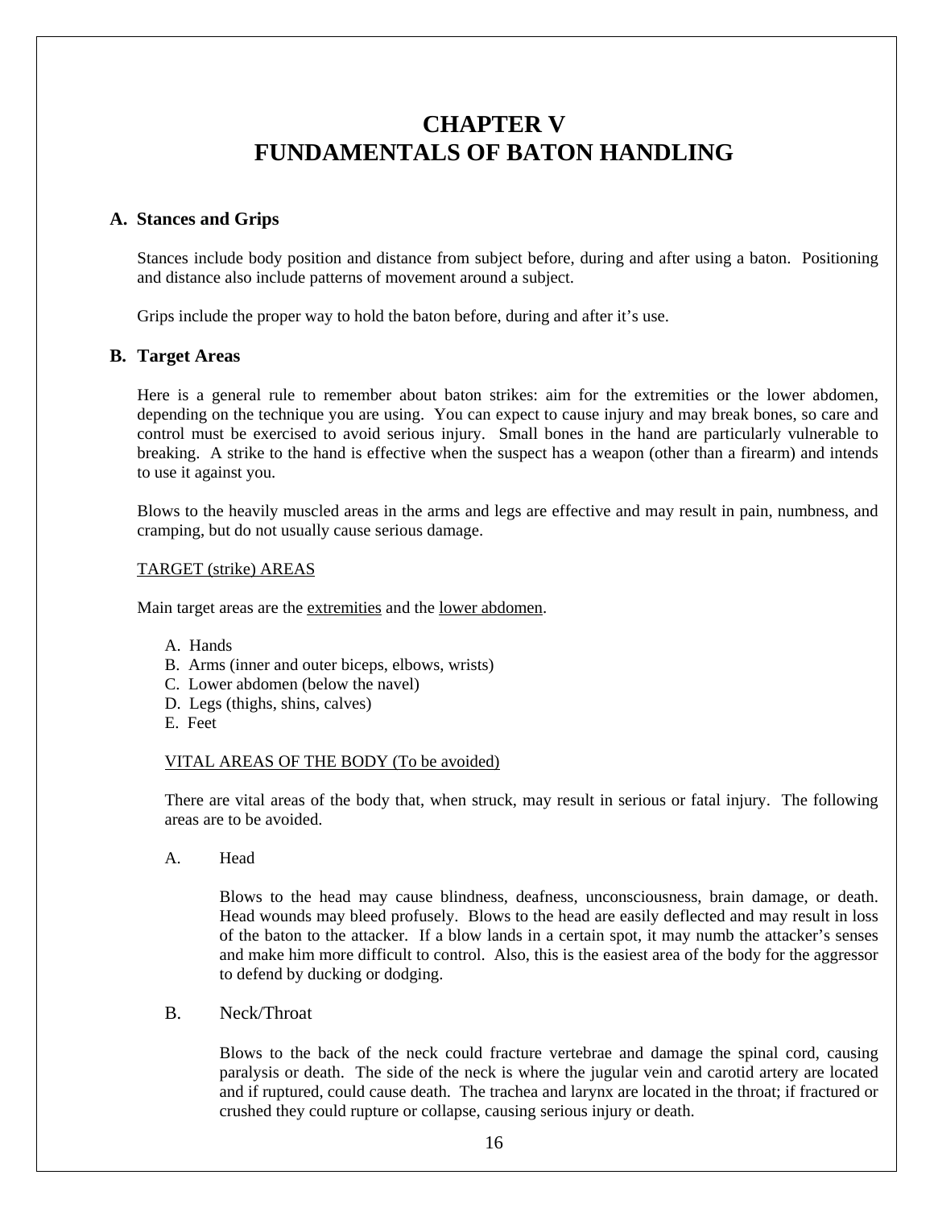# CHAPTER V
# FUNDAMENTALS OF BATON HANDLING

## A. Stances and Grips

Stances include body position and distance from subject before, during and after using a baton. Positioning and distance also include patterns of movement around a subject.

Grips include the proper way to hold the baton before, during and after it's use.

## B. Target Areas

Here is a general rule to remember about baton strikes: aim for the extremities or the lower abdomen, depending on the technique you are using. You can expect to cause injury and may break bones, so care and control must be exercised to avoid serious injury. Small bones in the hand are particularly vulnerable to breaking. A strike to the hand is effective when the suspect has a weapon (other than a firearm) and intends to use it against you.

Blows to the heavily muscled areas in the arms and legs are effective and may result in pain, numbness, and cramping, but do not usually cause serious damage.

<u>TARGET (strike) AREAS</u>

Main target areas are the <u>extremities</u> and the <u>lower abdomen</u>.

A. Hands
B. Arms (inner and outer biceps, elbows, wrists)
C. Lower abdomen (below the navel)
D. Legs (thighs, shins, calves)
E. Feet

<u>VITAL AREAS OF THE BODY (To be avoided)</u>

There are vital areas of the body that, when struck, may result in serious or fatal injury. The following areas are to be avoided.

A. Head

Blows to the head may cause blindness, deafness, unconsciousness, brain damage, or death. Head wounds may bleed profusely. Blows to the head are easily deflected and may result in loss of the baton to the attacker. If a blow lands in a certain spot, it may numb the attacker's senses and make him more difficult to control. Also, this is the easiest area of the body for the aggressor to defend by ducking or dodging.

B. Neck/Throat

Blows to the back of the neck could fracture vertebrae and damage the spinal cord, causing paralysis or death. The side of the neck is where the jugular vein and carotid artery are located and if ruptured, could cause death. The trachea and larynx are located in the throat; if fractured or crushed they could rupture or collapse, causing serious injury or death.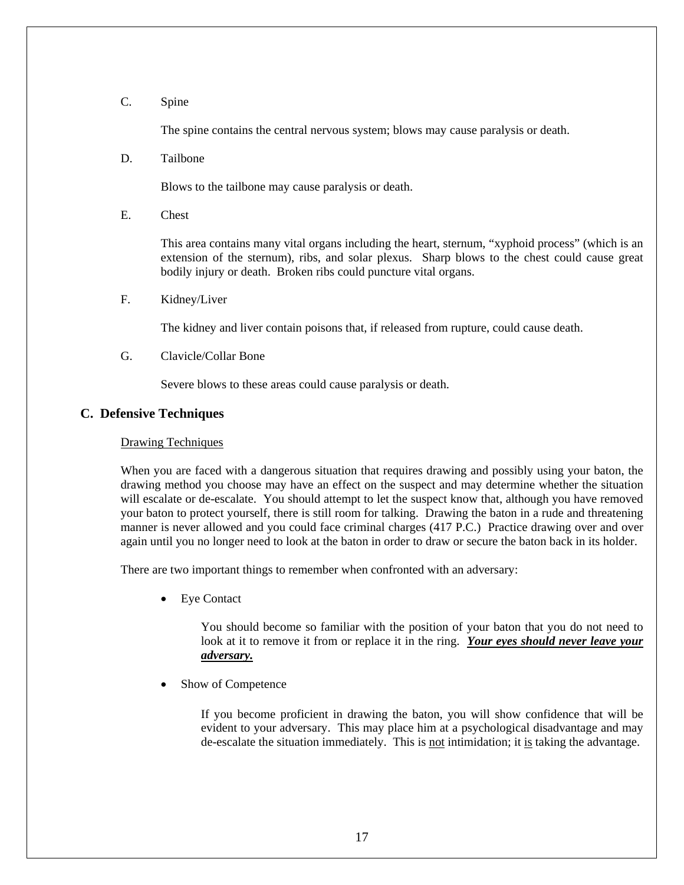C. Spine

The spine contains the central nervous system; blows may cause paralysis or death.

D. Tailbone

Blows to the tailbone may cause paralysis or death.

E. Chest

This area contains many vital organs including the heart, sternum, "xyphoid process" (which is an extension of the sternum), ribs, and solar plexus. Sharp blows to the chest could cause great bodily injury or death. Broken ribs could puncture vital organs.

F. Kidney/Liver

The kidney and liver contain poisons that, if released from rupture, could cause death.

G. Clavicle/Collar Bone

Severe blows to these areas could cause paralysis or death.

## C. Defensive Techniques

<u>Drawing Techniques</u>

When you are faced with a dangerous situation that requires drawing and possibly using your baton, the drawing method you choose may have an effect on the suspect and may determine whether the situation will escalate or de-escalate. You should attempt to let the suspect know that, although you have removed your baton to protect yourself, there is still room for talking. Drawing the baton in a rude and threatening manner is never allowed and you could face criminal charges (417 P.C.) Practice drawing over and over again until you no longer need to look at the baton in order to draw or secure the baton back in its holder.

There are two important things to remember when confronted with an adversary:

- Eye Contact

  You should become so familiar with the position of your baton that you do not need to look at it to remove it from or replace it in the ring. ***<u>Your eyes should never leave your adversary.</u>***

- Show of Competence

  If you become proficient in drawing the baton, you will show confidence that will be evident to your adversary. This may place him at a psychological disadvantage and may de-escalate the situation immediately. This is <u>not</u> intimidation; it <u>is</u> taking the advantage.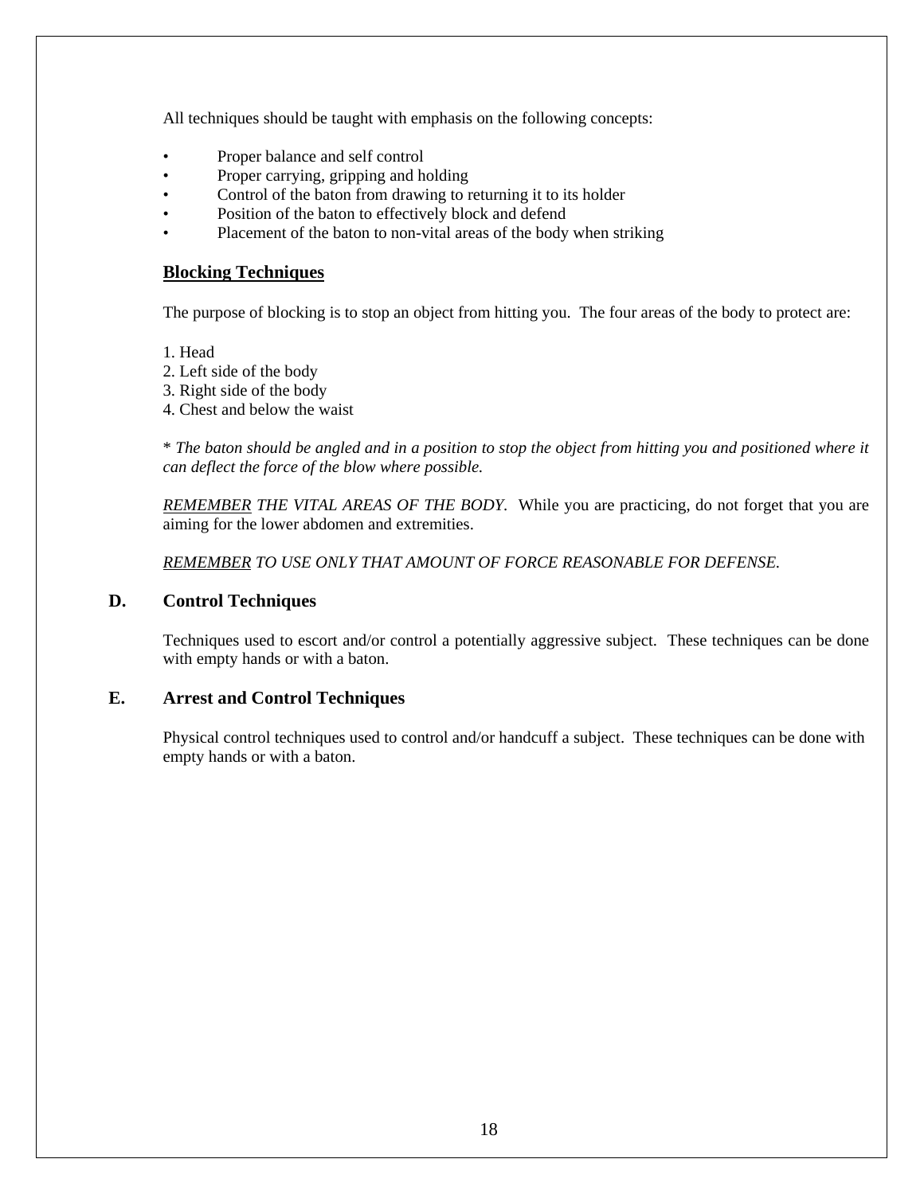All techniques should be taught with emphasis on the following concepts:

- Proper balance and self control
- Proper carrying, gripping and holding
- Control of the baton from drawing to returning it to its holder
- Position of the baton to effectively block and defend
- Placement of the baton to non-vital areas of the body when striking

**<u>Blocking Techniques</u>**

The purpose of blocking is to stop an object from hitting you. The four areas of the body to protect are:

1. Head
2. Left side of the body
3. Right side of the body
4. Chest and below the waist

* *The baton should be angled and in a position to stop the object from hitting you and positioned where it can deflect the force of the blow where possible.*

*<u>REMEMBER</u> THE VITAL AREAS OF THE BODY.* While you are practicing, do not forget that you are aiming for the lower abdomen and extremities.

*<u>REMEMBER</u> TO USE ONLY THAT AMOUNT OF FORCE REASONABLE FOR DEFENSE.*

## D. Control Techniques

Techniques used to escort and/or control a potentially aggressive subject. These techniques can be done with empty hands or with a baton.

## E. Arrest and Control Techniques

Physical control techniques used to control and/or handcuff a subject. These techniques can be done with empty hands or with a baton.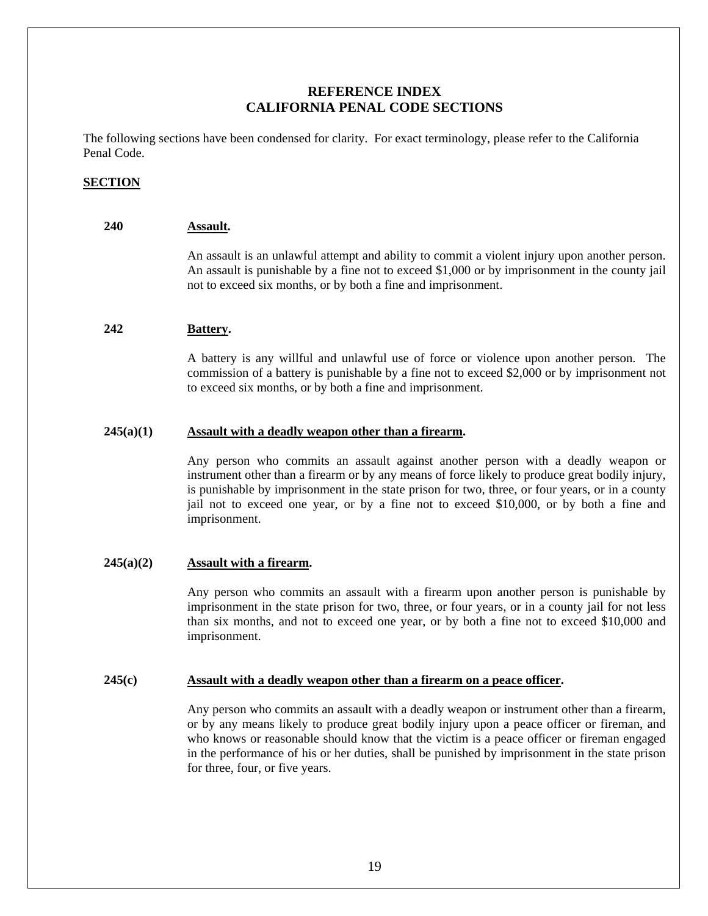## REFERENCE INDEX
## CALIFORNIA PENAL CODE SECTIONS

The following sections have been condensed for clarity. For exact terminology, please refer to the California Penal Code.

**SECTION**

**240** **Assault.**

An assault is an unlawful attempt and ability to commit a violent injury upon another person. An assault is punishable by a fine not to exceed $1,000 or by imprisonment in the county jail not to exceed six months, or by both a fine and imprisonment.

**242** **Battery.**

A battery is any willful and unlawful use of force or violence upon another person. The commission of a battery is punishable by a fine not to exceed $2,000 or by imprisonment not to exceed six months, or by both a fine and imprisonment.

**245(a)(1)** **Assault with a deadly weapon other than a firearm.**

Any person who commits an assault against another person with a deadly weapon or instrument other than a firearm or by any means of force likely to produce great bodily injury, is punishable by imprisonment in the state prison for two, three, or four years, or in a county jail not to exceed one year, or by a fine not to exceed $10,000, or by both a fine and imprisonment.

**245(a)(2)** **Assault with a firearm.**

Any person who commits an assault with a firearm upon another person is punishable by imprisonment in the state prison for two, three, or four years, or in a county jail for not less than six months, and not to exceed one year, or by both a fine not to exceed $10,000 and imprisonment.

**245(c)** **Assault with a deadly weapon other than a firearm on a peace officer.**

Any person who commits an assault with a deadly weapon or instrument other than a firearm, or by any means likely to produce great bodily injury upon a peace officer or fireman, and who knows or reasonable should know that the victim is a peace officer or fireman engaged in the performance of his or her duties, shall be punished by imprisonment in the state prison for three, four, or five years.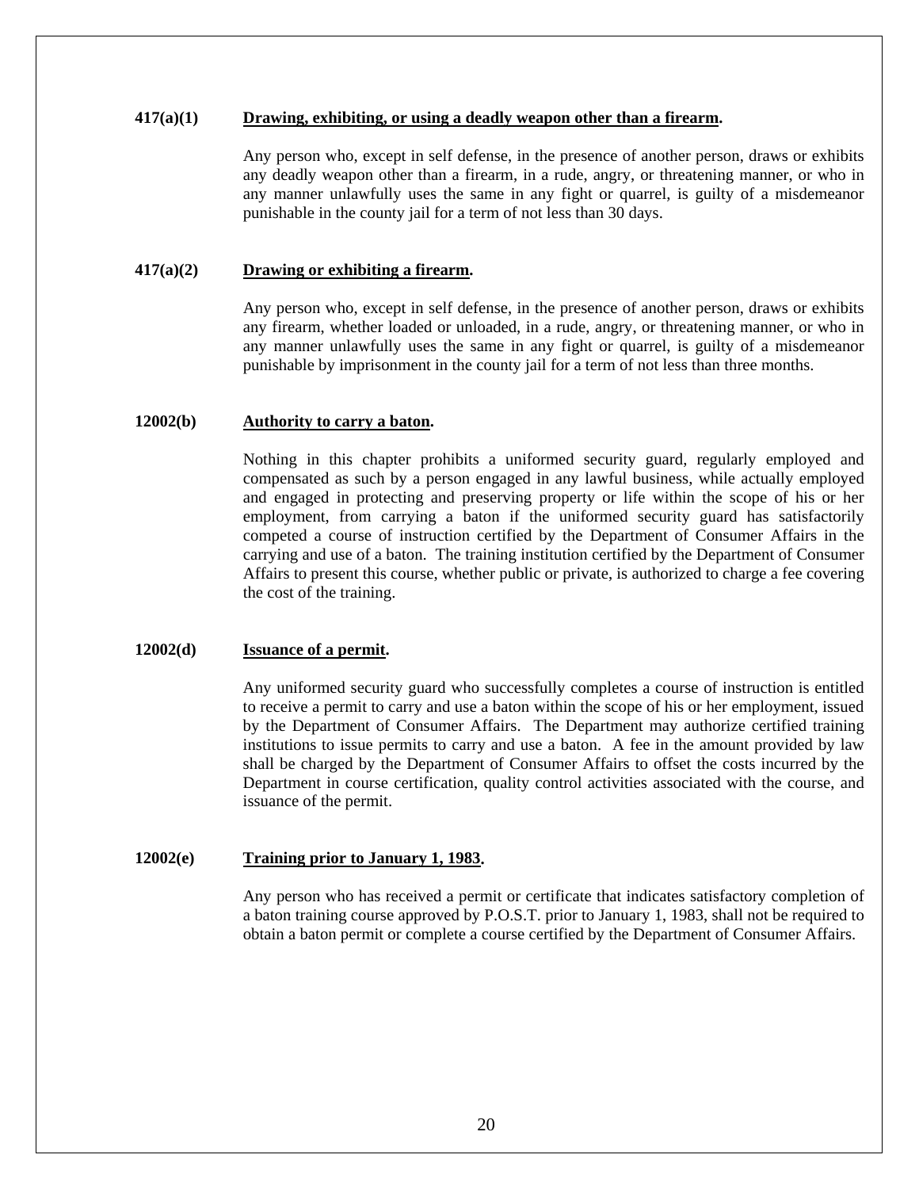**417(a)(1) Drawing, exhibiting, or using a deadly weapon other than a firearm.**

Any person who, except in self defense, in the presence of another person, draws or exhibits any deadly weapon other than a firearm, in a rude, angry, or threatening manner, or who in any manner unlawfully uses the same in any fight or quarrel, is guilty of a misdemeanor punishable in the county jail for a term of not less than 30 days.

**417(a)(2) Drawing or exhibiting a firearm.**

Any person who, except in self defense, in the presence of another person, draws or exhibits any firearm, whether loaded or unloaded, in a rude, angry, or threatening manner, or who in any manner unlawfully uses the same in any fight or quarrel, is guilty of a misdemeanor punishable by imprisonment in the county jail for a term of not less than three months.

**12002(b) Authority to carry a baton.**

Nothing in this chapter prohibits a uniformed security guard, regularly employed and compensated as such by a person engaged in any lawful business, while actually employed and engaged in protecting and preserving property or life within the scope of his or her employment, from carrying a baton if the uniformed security guard has satisfactorily competed a course of instruction certified by the Department of Consumer Affairs in the carrying and use of a baton. The training institution certified by the Department of Consumer Affairs to present this course, whether public or private, is authorized to charge a fee covering the cost of the training.

**12002(d) Issuance of a permit.**

Any uniformed security guard who successfully completes a course of instruction is entitled to receive a permit to carry and use a baton within the scope of his or her employment, issued by the Department of Consumer Affairs. The Department may authorize certified training institutions to issue permits to carry and use a baton. A fee in the amount provided by law shall be charged by the Department of Consumer Affairs to offset the costs incurred by the Department in course certification, quality control activities associated with the course, and issuance of the permit.

**12002(e) Training prior to January 1, 1983.**

Any person who has received a permit or certificate that indicates satisfactory completion of a baton training course approved by P.O.S.T. prior to January 1, 1983, shall not be required to obtain a baton permit or complete a course certified by the Department of Consumer Affairs.